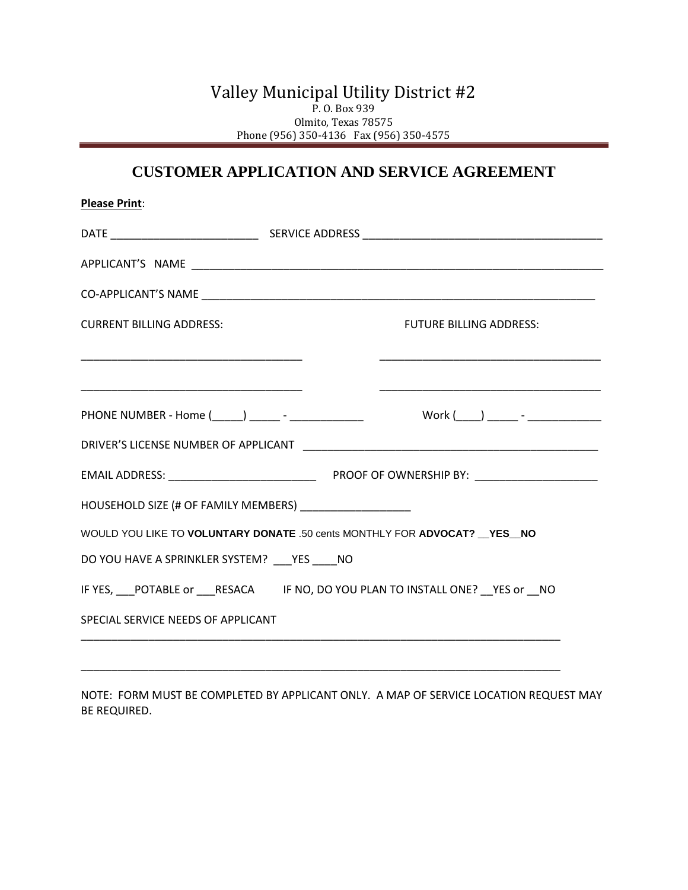# Valley Municipal Utility District #2

P. O. Box 939
Olmito, Texas 78575
Phone (956) 350-4136 Fax (956) 350-4575

## CUSTOMER APPLICATION AND SERVICE AGREEMENT

**Please Print**:

DATE ________________________ SERVICE ADDRESS ________________________________________

APPLICANT'S NAME ____________________________________________________________________

CO-APPLICANT'S NAME __________________________________________________________________

CURRENT BILLING ADDRESS: FUTURE BILLING ADDRESS:

____________________________________ ____________________________________

____________________________________ ____________________________________

PHONE NUMBER - Home (_____) _____ - ____________ Work (____) _____ - ____________

DRIVER'S LICENSE NUMBER OF APPLICANT ________________________________________________

EMAIL ADDRESS: ________________________ PROOF OF OWNERSHIP BY: ____________________

HOUSEHOLD SIZE (# OF FAMILY MEMBERS) __________________

WOULD YOU LIKE TO **VOLUNTARY DONATE** .50 cents MONTHLY FOR **ADVOCAT? __YES__NO**

DO YOU HAVE A SPRINKLER SYSTEM? ___YES ____NO

IF YES, ___POTABLE or ___RESACA IF NO, DO YOU PLAN TO INSTALL ONE? __YES or __NO

SPECIAL SERVICE NEEDS OF APPLICANT

________________________________________________________________________________

________________________________________________________________________________

NOTE: FORM MUST BE COMPLETED BY APPLICANT ONLY. A MAP OF SERVICE LOCATION REQUEST MAY BE REQUIRED.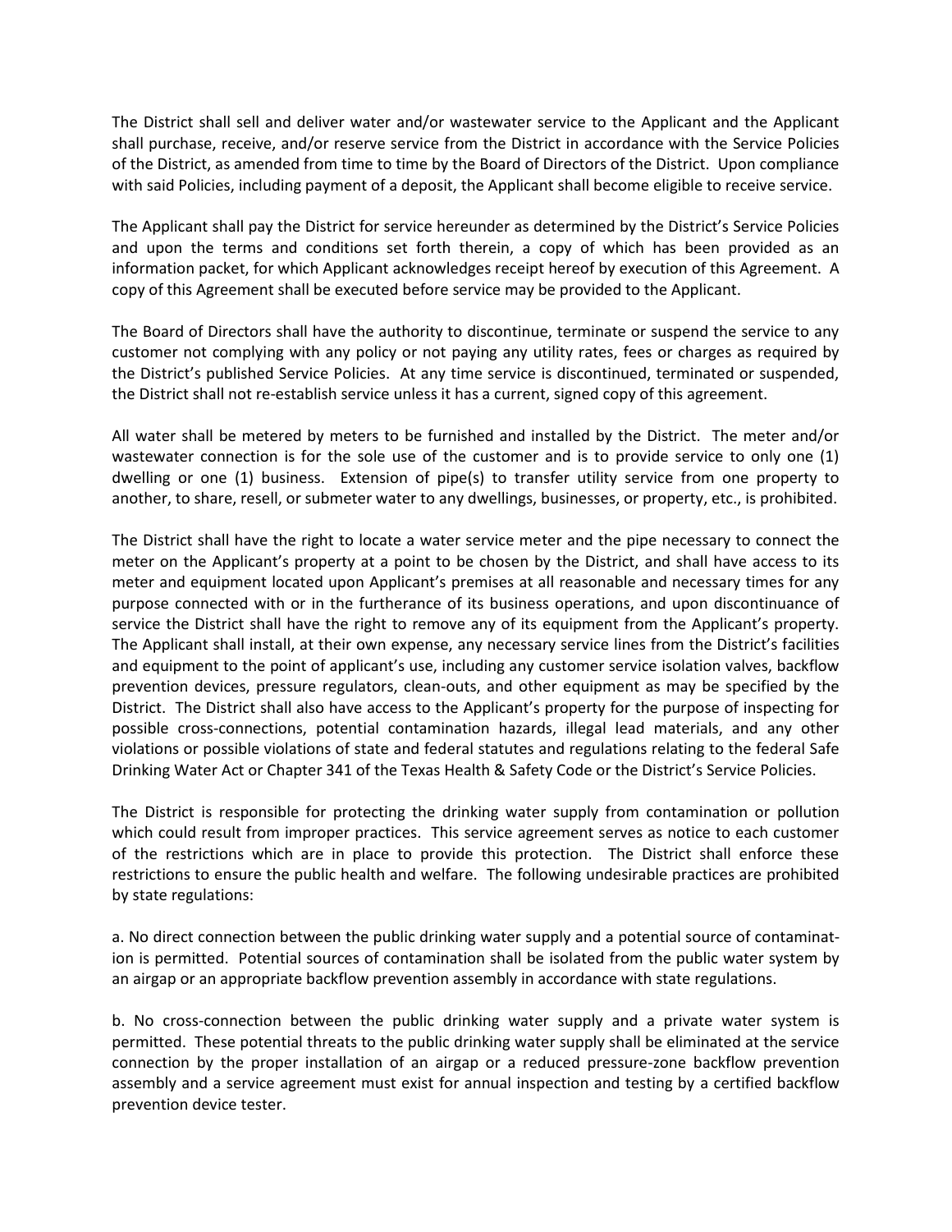The District shall sell and deliver water and/or wastewater service to the Applicant and the Applicant shall purchase, receive, and/or reserve service from the District in accordance with the Service Policies of the District, as amended from time to time by the Board of Directors of the District. Upon compliance with said Policies, including payment of a deposit, the Applicant shall become eligible to receive service.

The Applicant shall pay the District for service hereunder as determined by the District's Service Policies and upon the terms and conditions set forth therein, a copy of which has been provided as an information packet, for which Applicant acknowledges receipt hereof by execution of this Agreement. A copy of this Agreement shall be executed before service may be provided to the Applicant.

The Board of Directors shall have the authority to discontinue, terminate or suspend the service to any customer not complying with any policy or not paying any utility rates, fees or charges as required by the District's published Service Policies. At any time service is discontinued, terminated or suspended, the District shall not re-establish service unless it has a current, signed copy of this agreement.

All water shall be metered by meters to be furnished and installed by the District. The meter and/or wastewater connection is for the sole use of the customer and is to provide service to only one (1) dwelling or one (1) business. Extension of pipe(s) to transfer utility service from one property to another, to share, resell, or submeter water to any dwellings, businesses, or property, etc., is prohibited.

The District shall have the right to locate a water service meter and the pipe necessary to connect the meter on the Applicant's property at a point to be chosen by the District, and shall have access to its meter and equipment located upon Applicant's premises at all reasonable and necessary times for any purpose connected with or in the furtherance of its business operations, and upon discontinuance of service the District shall have the right to remove any of its equipment from the Applicant's property. The Applicant shall install, at their own expense, any necessary service lines from the District's facilities and equipment to the point of applicant's use, including any customer service isolation valves, backflow prevention devices, pressure regulators, clean-outs, and other equipment as may be specified by the District. The District shall also have access to the Applicant's property for the purpose of inspecting for possible cross-connections, potential contamination hazards, illegal lead materials, and any other violations or possible violations of state and federal statutes and regulations relating to the federal Safe Drinking Water Act or Chapter 341 of the Texas Health & Safety Code or the District's Service Policies.

The District is responsible for protecting the drinking water supply from contamination or pollution which could result from improper practices. This service agreement serves as notice to each customer of the restrictions which are in place to provide this protection. The District shall enforce these restrictions to ensure the public health and welfare. The following undesirable practices are prohibited by state regulations:

a. No direct connection between the public drinking water supply and a potential source of contamination is permitted. Potential sources of contamination shall be isolated from the public water system by an airgap or an appropriate backflow prevention assembly in accordance with state regulations.

b. No cross-connection between the public drinking water supply and a private water system is permitted. These potential threats to the public drinking water supply shall be eliminated at the service connection by the proper installation of an airgap or a reduced pressure-zone backflow prevention assembly and a service agreement must exist for annual inspection and testing by a certified backflow prevention device tester.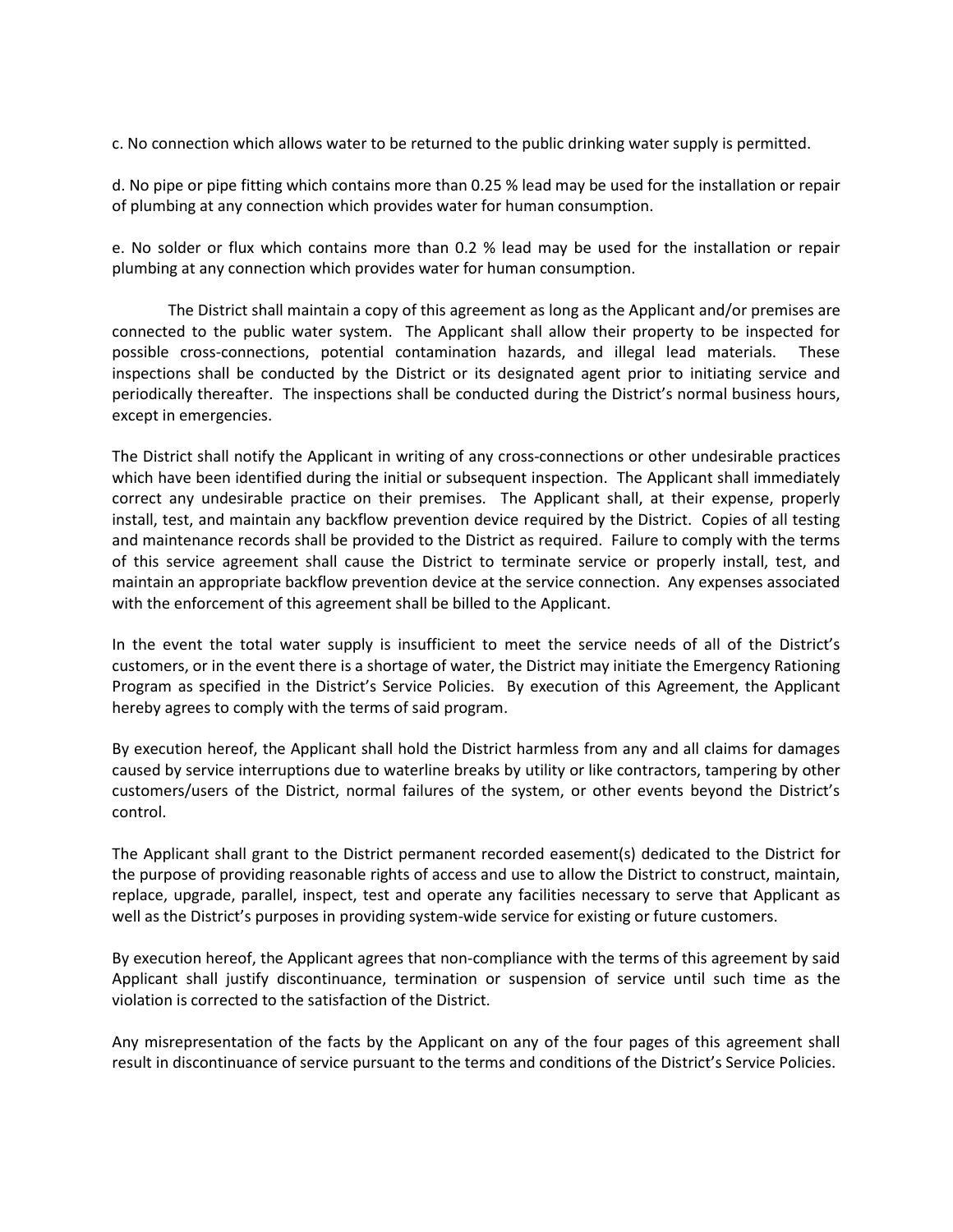c. No connection which allows water to be returned to the public drinking water supply is permitted.

d. No pipe or pipe fitting which contains more than 0.25 % lead may be used for the installation or repair of plumbing at any connection which provides water for human consumption.

e. No solder or flux which contains more than 0.2 % lead may be used for the installation or repair plumbing at any connection which provides water for human consumption.

The District shall maintain a copy of this agreement as long as the Applicant and/or premises are connected to the public water system. The Applicant shall allow their property to be inspected for possible cross-connections, potential contamination hazards, and illegal lead materials. These inspections shall be conducted by the District or its designated agent prior to initiating service and periodically thereafter. The inspections shall be conducted during the District's normal business hours, except in emergencies.

The District shall notify the Applicant in writing of any cross-connections or other undesirable practices which have been identified during the initial or subsequent inspection. The Applicant shall immediately correct any undesirable practice on their premises. The Applicant shall, at their expense, properly install, test, and maintain any backflow prevention device required by the District. Copies of all testing and maintenance records shall be provided to the District as required. Failure to comply with the terms of this service agreement shall cause the District to terminate service or properly install, test, and maintain an appropriate backflow prevention device at the service connection. Any expenses associated with the enforcement of this agreement shall be billed to the Applicant.

In the event the total water supply is insufficient to meet the service needs of all of the District's customers, or in the event there is a shortage of water, the District may initiate the Emergency Rationing Program as specified in the District's Service Policies. By execution of this Agreement, the Applicant hereby agrees to comply with the terms of said program.

By execution hereof, the Applicant shall hold the District harmless from any and all claims for damages caused by service interruptions due to waterline breaks by utility or like contractors, tampering by other customers/users of the District, normal failures of the system, or other events beyond the District's control.

The Applicant shall grant to the District permanent recorded easement(s) dedicated to the District for the purpose of providing reasonable rights of access and use to allow the District to construct, maintain, replace, upgrade, parallel, inspect, test and operate any facilities necessary to serve that Applicant as well as the District's purposes in providing system-wide service for existing or future customers.

By execution hereof, the Applicant agrees that non-compliance with the terms of this agreement by said Applicant shall justify discontinuance, termination or suspension of service until such time as the violation is corrected to the satisfaction of the District.

Any misrepresentation of the facts by the Applicant on any of the four pages of this agreement shall result in discontinuance of service pursuant to the terms and conditions of the District's Service Policies.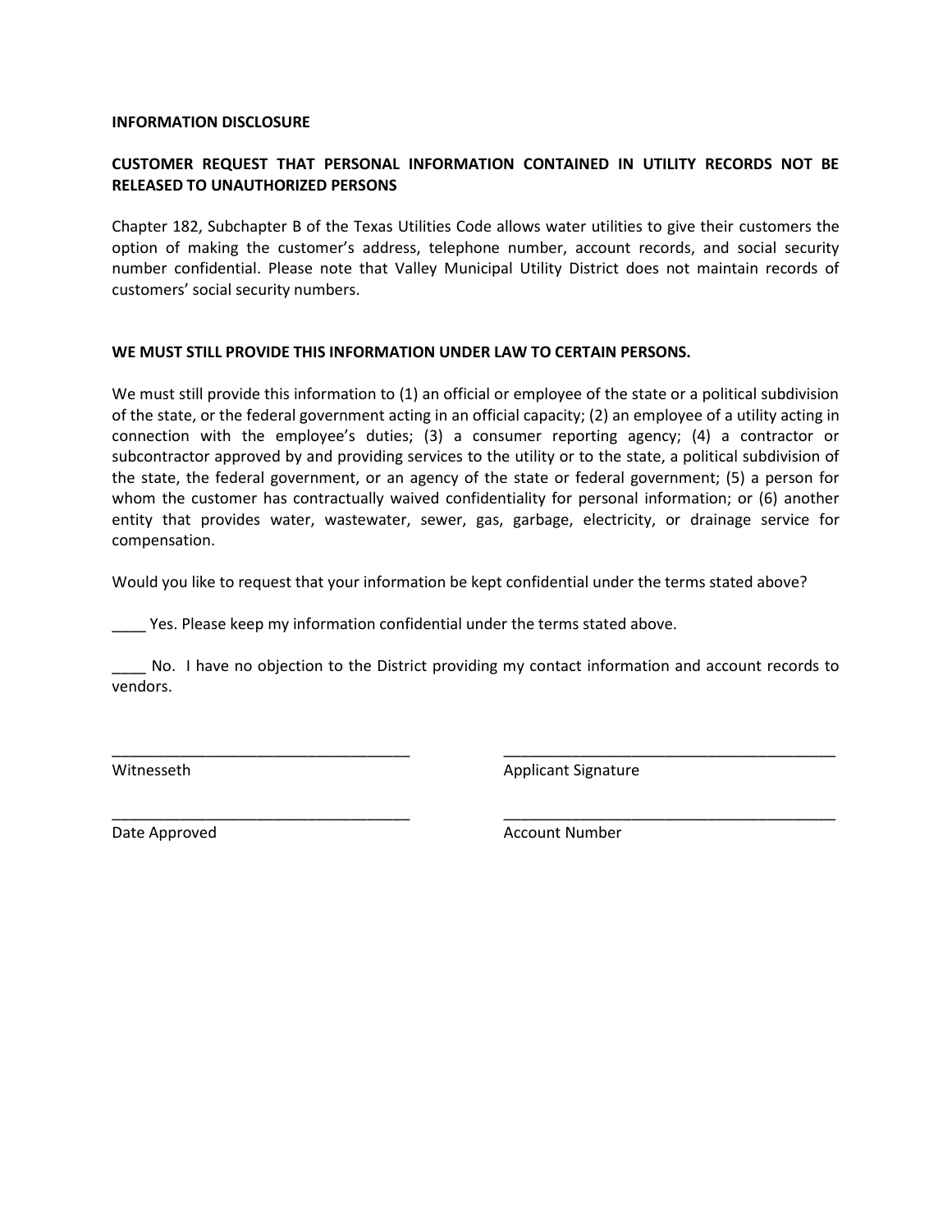**INFORMATION DISCLOSURE**

**CUSTOMER REQUEST THAT PERSONAL INFORMATION CONTAINED IN UTILITY RECORDS NOT BE RELEASED TO UNAUTHORIZED PERSONS**

Chapter 182, Subchapter B of the Texas Utilities Code allows water utilities to give their customers the option of making the customer's address, telephone number, account records, and social security number confidential. Please note that Valley Municipal Utility District does not maintain records of customers' social security numbers.

**WE MUST STILL PROVIDE THIS INFORMATION UNDER LAW TO CERTAIN PERSONS.**

We must still provide this information to (1) an official or employee of the state or a political subdivision of the state, or the federal government acting in an official capacity; (2) an employee of a utility acting in connection with the employee's duties; (3) a consumer reporting agency; (4) a contractor or subcontractor approved by and providing services to the utility or to the state, a political subdivision of the state, the federal government, or an agency of the state or federal government; (5) a person for whom the customer has contractually waived confidentiality for personal information; or (6) another entity that provides water, wastewater, sewer, gas, garbage, electricity, or drainage service for compensation.

Would you like to request that your information be kept confidential under the terms stated above?

____ Yes. Please keep my information confidential under the terms stated above.

____ No. I have no objection to the District providing my contact information and account records to vendors.

___________________________________ ___________________________________

Witnesseth Applicant Signature

___________________________________ ___________________________________

Date Approved Account Number